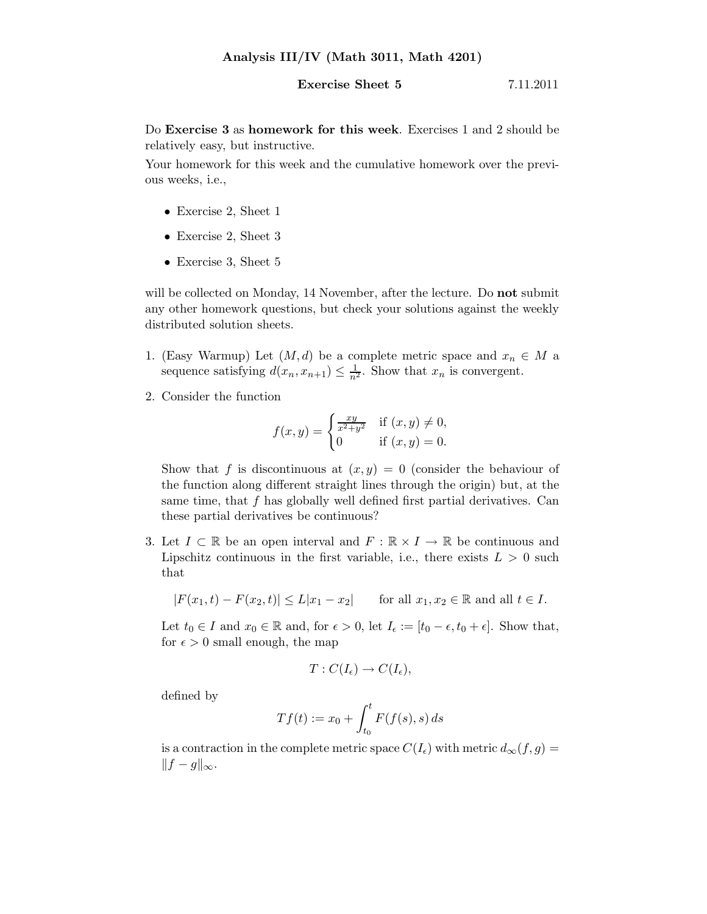# Analysis III/IV (Math 3011, Math 4201)

**Exercise Sheet 5** 7.11.2011

Do **Exercise 3** as **homework for this week**. Exercises 1 and 2 should be relatively easy, but instructive.

Your homework for this week and the cumulative homework over the previous weeks, i.e.,

- Exercise 2, Sheet 1
- Exercise 2, Sheet 3
- Exercise 3, Sheet 5

will be collected on Monday, 14 November, after the lecture. Do **not** submit any other homework questions, but check your solutions against the weekly distributed solution sheets.

1. (Easy Warmup) Let $(M, d)$ be a complete metric space and $x_n \in M$ a sequence satisfying $d(x_n, x_{n+1}) \leq \frac{1}{n^2}$. Show that $x_n$ is convergent.

2. Consider the function

$$f(x,y) = \begin{cases} \frac{xy}{x^2+y^2} & \text{if } (x,y) \neq 0, \\ 0 & \text{if } (x,y) = 0. \end{cases}$$

   Show that $f$ is discontinuous at $(x, y) = 0$ (consider the behaviour of the function along different straight lines through the origin) but, at the same time, that $f$ has globally well defined first partial derivatives. Can these partial derivatives be continuous?

3. Let $I \subset \mathbb{R}$ be an open interval and $F : \mathbb{R} \times I \to \mathbb{R}$ be continuous and Lipschitz continuous in the first variable, i.e., there exists $L > 0$ such that

$$|F(x_1, t) - F(x_2, t)| \leq L|x_1 - x_2| \qquad \text{for all } x_1, x_2 \in \mathbb{R} \text{ and all } t \in I.$$

   Let $t_0 \in I$ and $x_0 \in \mathbb{R}$ and, for $\epsilon > 0$, let $I_\epsilon := [t_0 - \epsilon, t_0 + \epsilon]$. Show that, for $\epsilon > 0$ small enough, the map

$$T : C(I_\epsilon) \to C(I_\epsilon),$$

   defined by

$$Tf(t) := x_0 + \int_{t_0}^{t} F(f(s), s)\, ds$$

   is a contraction in the complete metric space $C(I_\epsilon)$ with metric $d_\infty(f, g) = \|f - g\|_\infty$.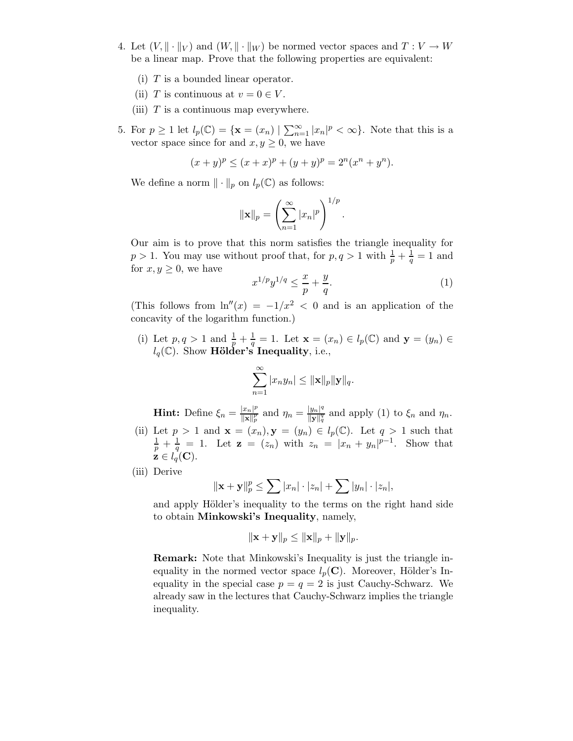4. Let $(V, \|\cdot\|_V)$ and $(W, \|\cdot\|_W)$ be normed vector spaces and $T : V \to W$ be a linear map. Prove that the following properties are equivalent:

   (i) $T$ is a bounded linear operator.

   (ii) $T$ is continuous at $v = 0 \in V$.

   (iii) $T$ is a continuous map everywhere.

5. For $p \geq 1$ let $l_p(\mathbb{C}) = \{\mathbf{x} = (x_n) \mid \sum_{n=1}^{\infty} |x_n|^p < \infty\}$. Note that this is a vector space since for and $x, y \geq 0$, we have

$$(x + y)^p \leq (x + x)^p + (y + y)^p = 2^n(x^n + y^n).$$

We define a norm $\|\cdot\|_p$ on $l_p(\mathbb{C})$ as follows:

$$\|\mathbf{x}\|_p = \left(\sum_{n=1}^{\infty} |x_n|^p\right)^{1/p}.$$

Our aim is to prove that this norm satisfies the triangle inequality for $p > 1$. You may use without proof that, for $p, q > 1$ with $\frac{1}{p} + \frac{1}{q} = 1$ and for $x, y \geq 0$, we have

$$x^{1/p} y^{1/q} \leq \frac{x}{p} + \frac{y}{q}. \tag{1}$$

(This follows from $\ln''(x) = -1/x^2 < 0$ and is an application of the concavity of the logarithm function.)

   (i) Let $p, q > 1$ and $\frac{1}{p} + \frac{1}{q} = 1$. Let $\mathbf{x} = (x_n) \in l_p(\mathbb{C})$ and $\mathbf{y} = (y_n) \in l_q(\mathbb{C})$. Show **Hölder's Inequality**, i.e.,

$$\sum_{n=1}^{\infty} |x_n y_n| \leq \|\mathbf{x}\|_p \|\mathbf{y}\|_q.$$

   **Hint:** Define $\xi_n = \frac{|x_n|^p}{\|\mathbf{x}\|_p^p}$ and $\eta_n = \frac{|y_n|^q}{\|\mathbf{y}\|_q^q}$ and apply (1) to $\xi_n$ and $\eta_n$.

   (ii) Let $p > 1$ and $\mathbf{x} = (x_n), \mathbf{y} = (y_n) \in l_p(\mathbb{C})$. Let $q > 1$ such that $\frac{1}{p} + \frac{1}{q} = 1$. Let $\mathbf{z} = (z_n)$ with $z_n = |x_n + y_n|^{p-1}$. Show that $\mathbf{z} \in l_q(\mathbf{C})$.

   (iii) Derive

$$\|\mathbf{x} + \mathbf{y}\|_p^p \leq \sum |x_n| \cdot |z_n| + \sum |y_n| \cdot |z_n|,$$

   and apply Hölder's inequality to the terms on the right hand side to obtain **Minkowski's Inequality**, namely,

$$\|\mathbf{x} + \mathbf{y}\|_p \leq \|\mathbf{x}\|_p + \|\mathbf{y}\|_p.$$

   **Remark:** Note that Minkowski's Inequality is just the triangle inequality in the normed vector space $l_p(\mathbf{C})$. Moreover, Hölder's Inequality in the special case $p = q = 2$ is just Cauchy-Schwarz. We already saw in the lectures that Cauchy-Schwarz implies the triangle inequality.